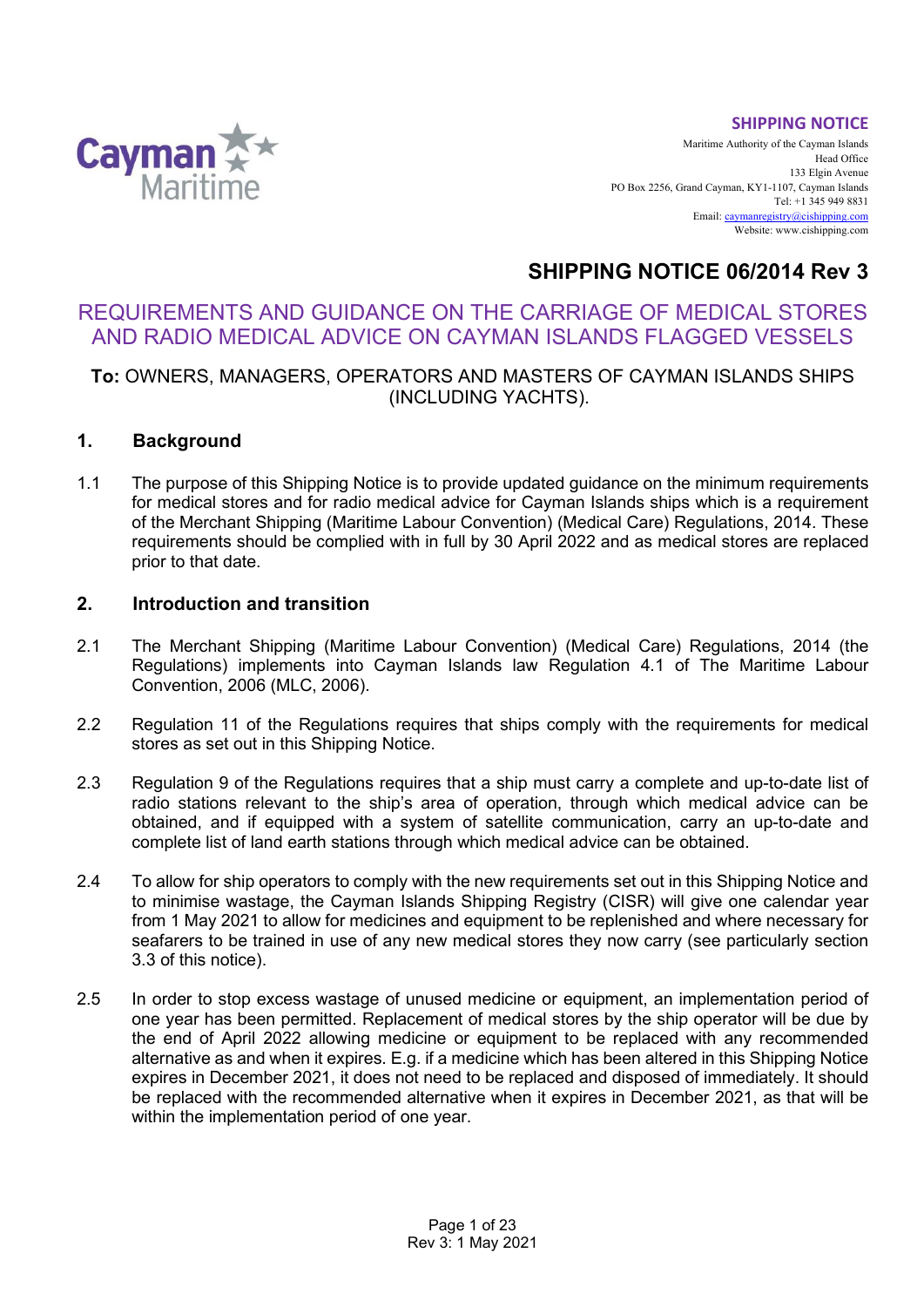SHIPPING NOTICE

Maritime Authority of the Cayman Islands
Head Office
133 Elgin Avenue
PO Box 2256, Grand Cayman, KY1-1107, Cayman Islands
Tel: +1 345 949 8831
Email: caymanregistry@cishipping.com
Website: www.cishipping.com

# SHIPPING NOTICE 06/2014 Rev 3

## REQUIREMENTS AND GUIDANCE ON THE CARRIAGE OF MEDICAL STORES AND RADIO MEDICAL ADVICE ON CAYMAN ISLANDS FLAGGED VESSELS

**To:** OWNERS, MANAGERS, OPERATORS AND MASTERS OF CAYMAN ISLANDS SHIPS (INCLUDING YACHTS).

## 1. Background

1.1 The purpose of this Shipping Notice is to provide updated guidance on the minimum requirements for medical stores and for radio medical advice for Cayman Islands ships which is a requirement of the Merchant Shipping (Maritime Labour Convention) (Medical Care) Regulations, 2014. These requirements should be complied with in full by 30 April 2022 and as medical stores are replaced prior to that date.

## 2. Introduction and transition

2.1 The Merchant Shipping (Maritime Labour Convention) (Medical Care) Regulations, 2014 (the Regulations) implements into Cayman Islands law Regulation 4.1 of The Maritime Labour Convention, 2006 (MLC, 2006).

2.2 Regulation 11 of the Regulations requires that ships comply with the requirements for medical stores as set out in this Shipping Notice.

2.3 Regulation 9 of the Regulations requires that a ship must carry a complete and up-to-date list of radio stations relevant to the ship's area of operation, through which medical advice can be obtained, and if equipped with a system of satellite communication, carry an up-to-date and complete list of land earth stations through which medical advice can be obtained.

2.4 To allow for ship operators to comply with the new requirements set out in this Shipping Notice and to minimise wastage, the Cayman Islands Shipping Registry (CISR) will give one calendar year from 1 May 2021 to allow for medicines and equipment to be replenished and where necessary for seafarers to be trained in use of any new medical stores they now carry (see particularly section 3.3 of this notice).

2.5 In order to stop excess wastage of unused medicine or equipment, an implementation period of one year has been permitted. Replacement of medical stores by the ship operator will be due by the end of April 2022 allowing medicine or equipment to be replaced with any recommended alternative as and when it expires. E.g. if a medicine which has been altered in this Shipping Notice expires in December 2021, it does not need to be replaced and disposed of immediately. It should be replaced with the recommended alternative when it expires in December 2021, as that will be within the implementation period of one year.

Rev 3: 1 May 2021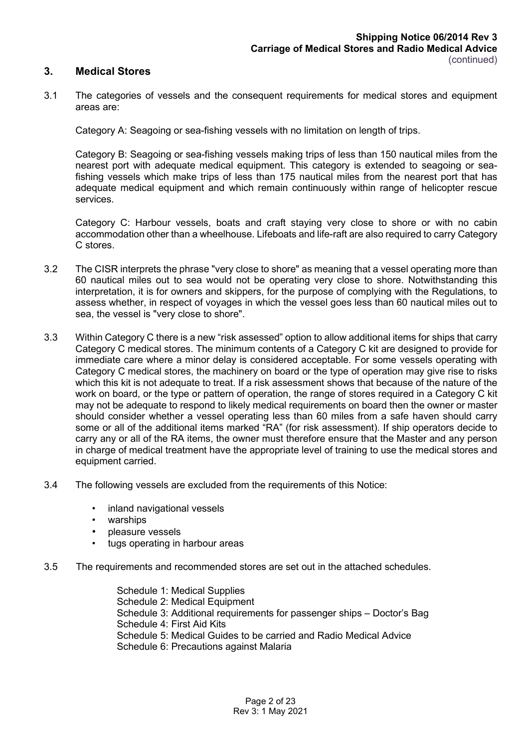## 3. Medical Stores

3.1 The categories of vessels and the consequent requirements for medical stores and equipment areas are:

Category A: Seagoing or sea-fishing vessels with no limitation on length of trips.

Category B: Seagoing or sea-fishing vessels making trips of less than 150 nautical miles from the nearest port with adequate medical equipment. This category is extended to seagoing or sea-fishing vessels which make trips of less than 175 nautical miles from the nearest port that has adequate medical equipment and which remain continuously within range of helicopter rescue services.

Category C: Harbour vessels, boats and craft staying very close to shore or with no cabin accommodation other than a wheelhouse. Lifeboats and life-raft are also required to carry Category C stores.

3.2 The CISR interprets the phrase "very close to shore" as meaning that a vessel operating more than 60 nautical miles out to sea would not be operating very close to shore. Notwithstanding this interpretation, it is for owners and skippers, for the purpose of complying with the Regulations, to assess whether, in respect of voyages in which the vessel goes less than 60 nautical miles out to sea, the vessel is "very close to shore".

3.3 Within Category C there is a new "risk assessed" option to allow additional items for ships that carry Category C medical stores. The minimum contents of a Category C kit are designed to provide for immediate care where a minor delay is considered acceptable. For some vessels operating with Category C medical stores, the machinery on board or the type of operation may give rise to risks which this kit is not adequate to treat. If a risk assessment shows that because of the nature of the work on board, or the type or pattern of operation, the range of stores required in a Category C kit may not be adequate to respond to likely medical requirements on board then the owner or master should consider whether a vessel operating less than 60 miles from a safe haven should carry some or all of the additional items marked "RA" (for risk assessment). If ship operators decide to carry any or all of the RA items, the owner must therefore ensure that the Master and any person in charge of medical treatment have the appropriate level of training to use the medical stores and equipment carried.

3.4 The following vessels are excluded from the requirements of this Notice:

- inland navigational vessels
- warships
- pleasure vessels
- tugs operating in harbour areas

3.5 The requirements and recommended stores are set out in the attached schedules.

Schedule 1: Medical Supplies
Schedule 2: Medical Equipment
Schedule 3: Additional requirements for passenger ships – Doctor's Bag
Schedule 4: First Aid Kits
Schedule 5: Medical Guides to be carried and Radio Medical Advice
Schedule 6: Precautions against Malaria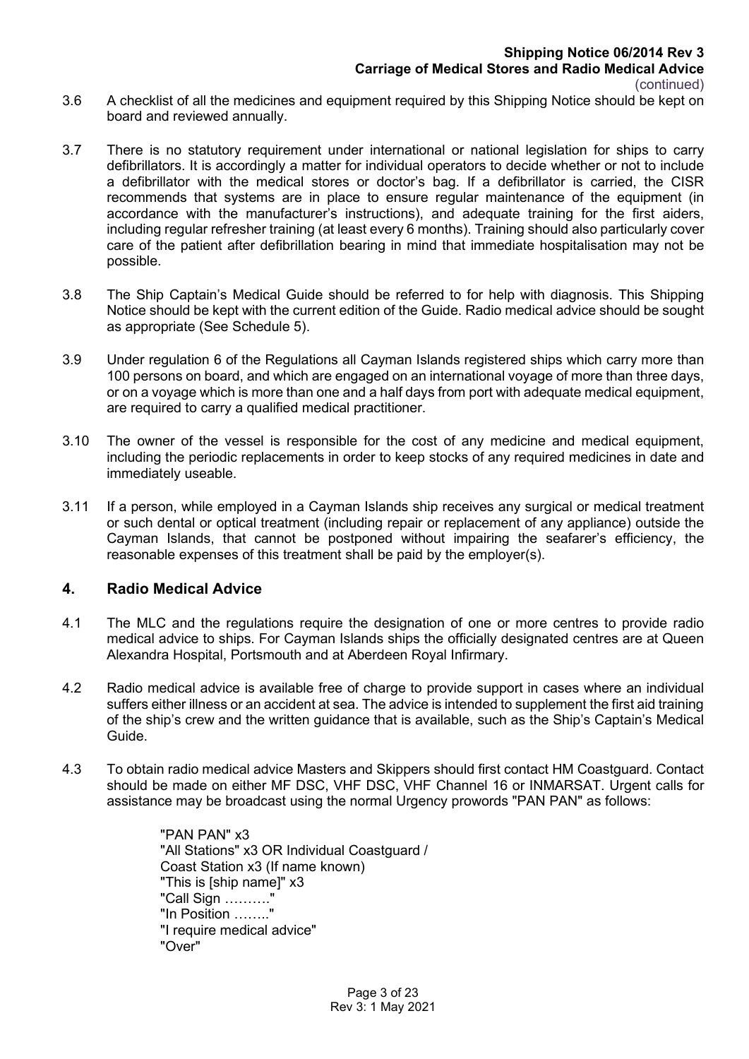3.6 A checklist of all the medicines and equipment required by this Shipping Notice should be kept on board and reviewed annually.

3.7 There is no statutory requirement under international or national legislation for ships to carry defibrillators. It is accordingly a matter for individual operators to decide whether or not to include a defibrillator with the medical stores or doctor's bag. If a defibrillator is carried, the CISR recommends that systems are in place to ensure regular maintenance of the equipment (in accordance with the manufacturer's instructions), and adequate training for the first aiders, including regular refresher training (at least every 6 months). Training should also particularly cover care of the patient after defibrillation bearing in mind that immediate hospitalisation may not be possible.

3.8 The Ship Captain's Medical Guide should be referred to for help with diagnosis. This Shipping Notice should be kept with the current edition of the Guide. Radio medical advice should be sought as appropriate (See Schedule 5).

3.9 Under regulation 6 of the Regulations all Cayman Islands registered ships which carry more than 100 persons on board, and which are engaged on an international voyage of more than three days, or on a voyage which is more than one and a half days from port with adequate medical equipment, are required to carry a qualified medical practitioner.

3.10 The owner of the vessel is responsible for the cost of any medicine and medical equipment, including the periodic replacements in order to keep stocks of any required medicines in date and immediately useable.

3.11 If a person, while employed in a Cayman Islands ship receives any surgical or medical treatment or such dental or optical treatment (including repair or replacement of any appliance) outside the Cayman Islands, that cannot be postponed without impairing the seafarer's efficiency, the reasonable expenses of this treatment shall be paid by the employer(s).

## 4. Radio Medical Advice

4.1 The MLC and the regulations require the designation of one or more centres to provide radio medical advice to ships. For Cayman Islands ships the officially designated centres are at Queen Alexandra Hospital, Portsmouth and at Aberdeen Royal Infirmary.

4.2 Radio medical advice is available free of charge to provide support in cases where an individual suffers either illness or an accident at sea. The advice is intended to supplement the first aid training of the ship's crew and the written guidance that is available, such as the Ship's Captain's Medical Guide.

4.3 To obtain radio medical advice Masters and Skippers should first contact HM Coastguard. Contact should be made on either MF DSC, VHF DSC, VHF Channel 16 or INMARSAT. Urgent calls for assistance may be broadcast using the normal Urgency prowords "PAN PAN" as follows:

> "PAN PAN" x3
> "All Stations" x3 OR Individual Coastguard / Coast Station x3 (If name known)
> "This is [ship name]" x3
> "Call Sign ………."
> "In Position …….."
> "I require medical advice"
> "Over"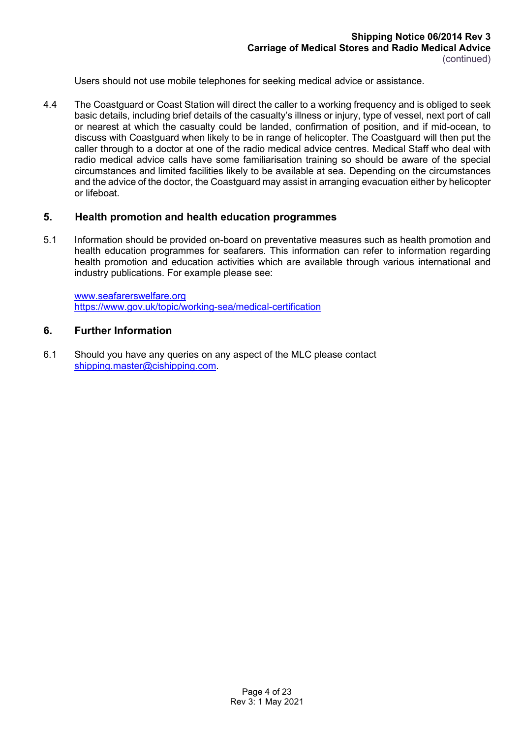Users should not use mobile telephones for seeking medical advice or assistance.

4.4 The Coastguard or Coast Station will direct the caller to a working frequency and is obliged to seek basic details, including brief details of the casualty's illness or injury, type of vessel, next port of call or nearest at which the casualty could be landed, confirmation of position, and if mid-ocean, to discuss with Coastguard when likely to be in range of helicopter. The Coastguard will then put the caller through to a doctor at one of the radio medical advice centres. Medical Staff who deal with radio medical advice calls have some familiarisation training so should be aware of the special circumstances and limited facilities likely to be available at sea. Depending on the circumstances and the advice of the doctor, the Coastguard may assist in arranging evacuation either by helicopter or lifeboat.

## 5. Health promotion and health education programmes

5.1 Information should be provided on-board on preventative measures such as health promotion and health education programmes for seafarers. This information can refer to information regarding health promotion and education activities which are available through various international and industry publications. For example please see:

[www.seafarerswelfare.org](http://www.seafarerswelfare.org)
[https://www.gov.uk/topic/working-sea/medical-certification](https://www.gov.uk/topic/working-sea/medical-certification)

## 6. Further Information

6.1 Should you have any queries on any aspect of the MLC please contact [shipping.master@cishipping.com](mailto:shipping.master@cishipping.com).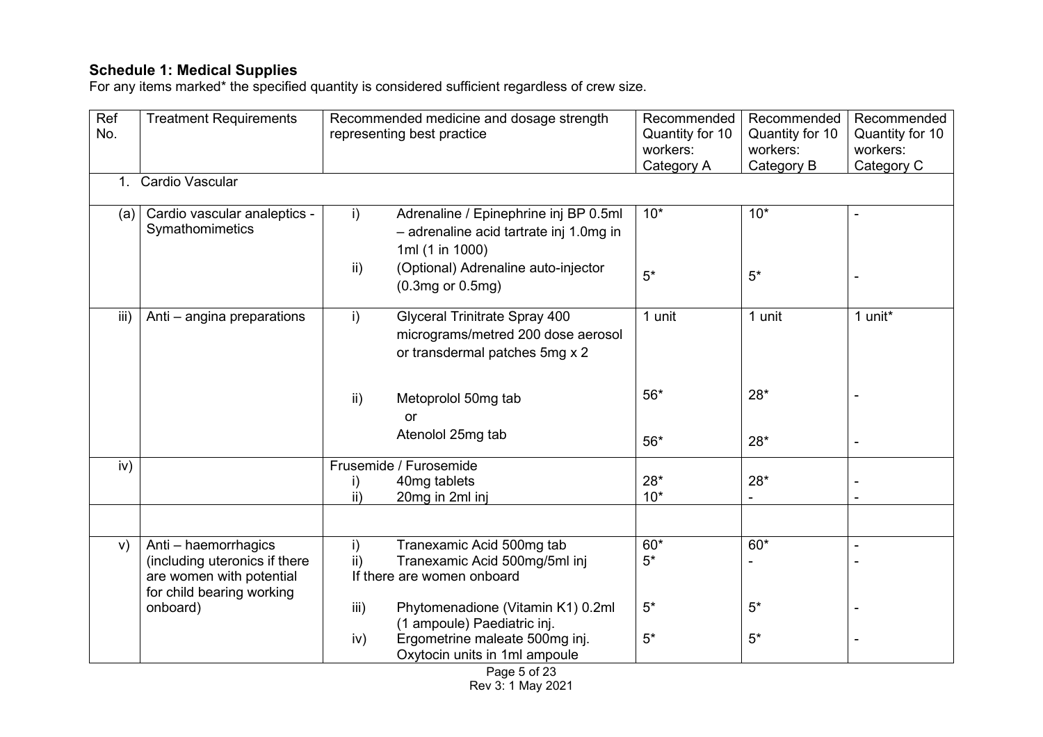## Schedule 1: Medical Supplies

For any items marked* the specified quantity is considered sufficient regardless of crew size.

| Ref No. | Treatment Requirements | Recommended medicine and dosage strength representing best practice | Recommended Quantity for 10 workers: Category A | Recommended Quantity for 10 workers: Category B | Recommended Quantity for 10 workers: Category C |
|---|---|---|---|---|---|
| 1. Cardio Vascular | | | | | |
| (a) | Cardio vascular analeptics - Symathomimetics | i) Adrenaline / Epinephrine inj BP 0.5ml – adrenaline acid tartrate inj 1.0mg in 1ml (1 in 1000) | 10* | 10* | - |
| | | ii) (Optional) Adrenaline auto-injector (0.3mg or 0.5mg) | 5* | 5* | - |
| iii) | Anti – angina preparations | i) Glyceral Trinitrate Spray 400 micrograms/metred 200 dose aerosol or transdermal patches 5mg x 2 | 1 unit | 1 unit | 1 unit* |
| | | ii) Metoprolol 50mg tab | 56* | 28* | - |
| | | or | | | |
| | | Atenolol 25mg tab | 56* | 28* | - |
| iv) | | Frusemide / Furosemide | | | |
| | | i) 40mg tablets | 28* | 28* | - |
| | | ii) 20mg in 2ml inj | 10* | - | - |
| | | | | | |
| v) | Anti – haemorrhagics (including uteronics if there are women with potential for child bearing working onboard) | i) Tranexamic Acid 500mg tab | 60* | 60* | - |
| | | ii) Tranexamic Acid 500mg/5ml inj If there are women onboard | 5* | - | - |
| | | iii) Phytomenadione (Vitamin K1) 0.2ml (1 ampoule) Paediatric inj. | 5* | 5* | - |
| | | iv) Ergometrine maleate 500mg inj. Oxytocin units in 1ml ampoule | 5* | 5* | - |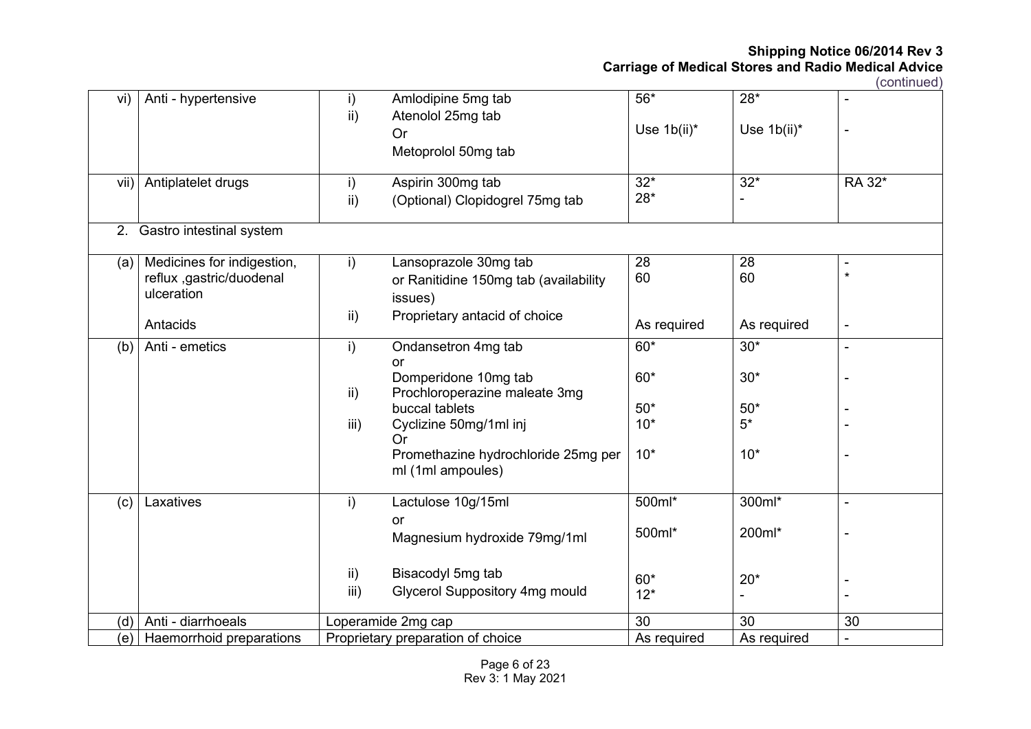| | | | | | |
|---|---|---|---|---|---|
| vi) | Anti - hypertensive | i) Amlodipine 5mg tab<br>ii) Atenolol 25mg tab<br>Or<br>Metoprolol 50mg tab | 56*<br><br>Use 1b(ii)* | 28*<br><br>Use 1b(ii)* | -<br><br>- |
| vii) | Antiplatelet drugs | i) Aspirin 300mg tab<br>ii) (Optional) Clopidogrel 75mg tab | 32*<br>28* | 32*<br>- | RA 32* |
| 2. Gastro intestinal system | | | | | |
| (a) | Medicines for indigestion, reflux ,gastric/duodenal ulceration<br><br>Antacids | i) Lansoprazole 30mg tab<br>or Ranitidine 150mg tab (availability issues)<br>ii) Proprietary antacid of choice | 28<br>60<br><br>As required | 28<br>60<br><br>As required | -<br>*<br><br>- |
| (b) | Anti - emetics | i) Ondansetron 4mg tab<br>or<br>Domperidone 10mg tab<br>ii) Prochloroperazine maleate 3mg buccal tablets<br>iii) Cyclizine 50mg/1ml inj<br>Or<br>Promethazine hydrochloride 25mg per ml (1ml ampoules) | 60*<br><br>60*<br><br>50*<br>10*<br><br>10* | 30*<br><br>30*<br><br>50*<br>5*<br><br>10* | -<br><br>-<br><br>-<br>-<br><br>- |
| (c) | Laxatives | i) Lactulose 10g/15ml<br>or<br>Magnesium hydroxide 79mg/1ml<br><br>ii) Bisacodyl 5mg tab<br>iii) Glycerol Suppository 4mg mould | 500ml*<br><br>500ml*<br><br>60*<br>12* | 300ml*<br><br>200ml*<br><br>20*<br>- | -<br><br>-<br><br>-<br>- |
| (d) | Anti - diarrhoeals | Loperamide 2mg cap | 30 | 30 | 30 |
| (e) | Haemorrhoid preparations | Proprietary preparation of choice | As required | As required | - |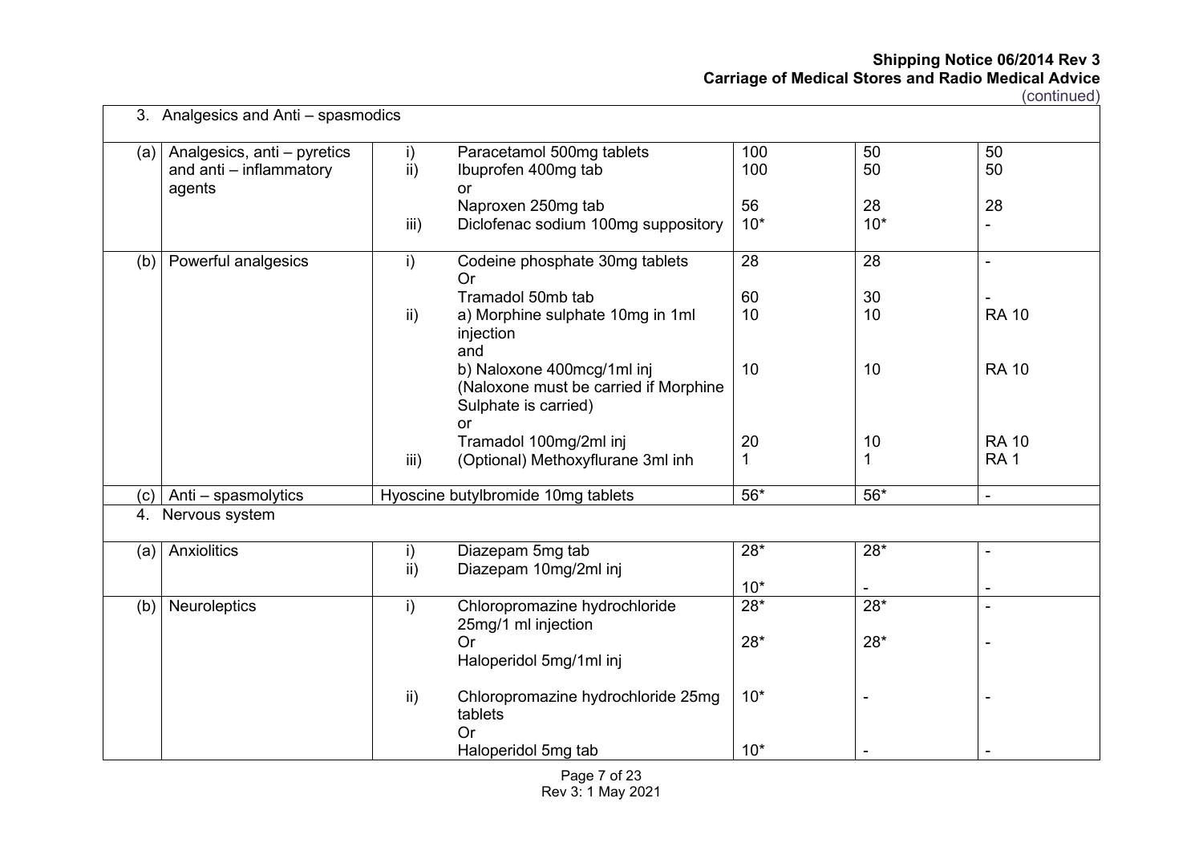| | | | | | |
|---|---|---|---|---|---|
| **3. Analgesics and Anti – spasmodics** | | | | | |
| (a) | Analgesics, anti – pyretics and anti – inflammatory agents | i) Paracetamol 500mg tablets<br>ii) Ibuprofen 400mg tab<br>or<br>Naproxen 250mg tab<br>iii) Diclofenac sodium 100mg suppository | 100<br>100<br><br>56<br>10* | 50<br>50<br><br>28<br>10* | 50<br>50<br><br>28<br>- |
| (b) | Powerful analgesics | i) Codeine phosphate 30mg tablets<br>Or<br>Tramadol 50mb tab<br>ii) a) Morphine sulphate 10mg in 1ml injection<br>and<br>b) Naloxone 400mcg/1ml inj<br>(Naloxone must be carried if Morphine Sulphate is carried)<br>or<br>Tramadol 100mg/2ml inj<br>iii) (Optional) Methoxyflurane 3ml inh | 28<br><br>60<br>10<br><br>10<br><br>20<br>1 | 28<br><br>30<br>10<br><br>10<br><br>10<br>1 | -<br><br>-<br>RA 10<br><br>RA 10<br><br>RA 10<br>RA 1 |
| (c) | Anti – spasmolytics | Hyoscine butylbromide 10mg tablets | 56* | 56* | - |
| **4. Nervous system** | | | | | |
| (a) | Anxiolitics | i) Diazepam 5mg tab<br>ii) Diazepam 10mg/2ml inj | 28*<br>10* | 28*<br>- | -<br>- |
| (b) | Neuroleptics | i) Chloropromazine hydrochloride 25mg/1 ml injection<br>Or<br>Haloperidol 5mg/1ml inj<br><br>ii) Chloropromazine hydrochloride 25mg tablets<br>Or<br>Haloperidol 5mg tab | 28*<br><br>28*<br><br>10*<br><br>10* | 28*<br><br>28*<br><br>-<br><br>- | -<br><br>-<br><br>-<br><br>- |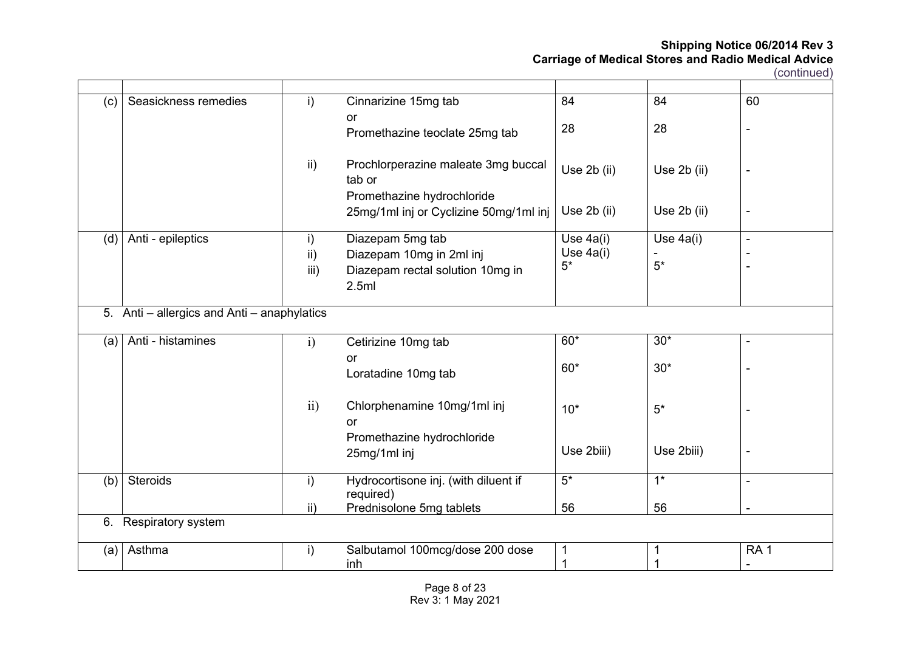| | | | | | | |
|---|---|---|---|---|---|---|
| (c) | Seasickness remedies | i) | Cinnarizine 15mg tab<br>or<br>Promethazine teoclate 25mg tab | 84<br><br>28 | 84<br><br>28 | 60<br><br>- |
| | | ii) | Prochlorperazine maleate 3mg buccal tab or<br>Promethazine hydrochloride 25mg/1ml inj or Cyclizine 50mg/1ml inj | Use 2b (ii)<br><br>Use 2b (ii) | Use 2b (ii)<br><br>Use 2b (ii) | -<br><br>- |
| (d) | Anti - epileptics | i)<br>ii)<br>iii) | Diazepam 5mg tab<br>Diazepam 10mg in 2ml inj<br>Diazepam rectal solution 10mg in 2.5ml | Use 4a(i)<br>Use 4a(i)<br>5* | Use 4a(i)<br>-<br>5* | -<br>-<br>- |
| 5. Anti – allergics and Anti – anaphylatics | | | | | | |
| (a) | Anti - histamines | i) | Cetirizine 10mg tab<br>or<br>Loratadine 10mg tab | 60*<br><br>60* | 30*<br><br>30* | -<br><br>- |
| | | ii) | Chlorphenamine 10mg/1ml inj<br>or<br>Promethazine hydrochloride 25mg/1ml inj | 10*<br><br>Use 2biii) | 5*<br><br>Use 2biii) | -<br><br>- |
| (b) | Steroids | i)<br>ii) | Hydrocortisone inj. (with diluent if required)<br>Prednisolone 5mg tablets | 5*<br>56 | 1*<br>56 | -<br>- |
| 6. Respiratory system | | | | | | |
| (a) | Asthma | i) | Salbutamol 100mcg/dose 200 dose inh | 1<br>1 | 1<br>1 | RA 1<br>- |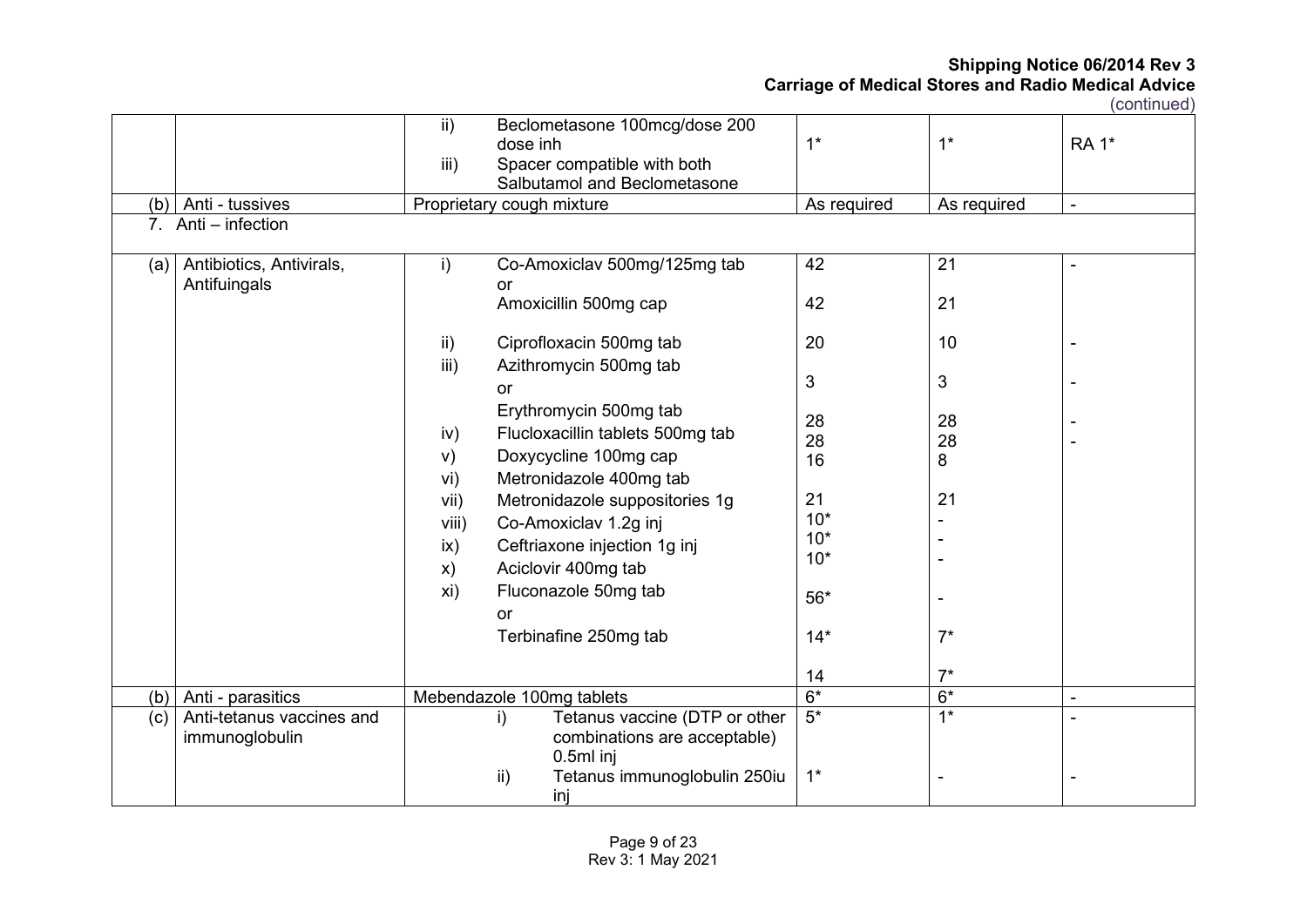| | | | | | |
|---|---|---|---|---|---|
| | | ii) Beclometasone 100mcg/dose 200 dose inh<br>iii) Spacer compatible with both Salbutamol and Beclometasone | 1* | 1* | RA 1* |
| (b) | Anti - tussives | Proprietary cough mixture | As required | As required | - |
| 7. Anti – infection | | | | | |
| (a) | Antibiotics, Antivirals, Antifuingals | i) Co-Amoxiclav 500mg/125mg tab | 42 | 21 | - |
| | | or | | | |
| | | Amoxicillin 500mg cap | 42 | 21 | |
| | | ii) Ciprofloxacin 500mg tab | 20 | 10 | - |
| | | iii) Azithromycin 500mg tab | 3 | 3 | - |
| | | or | | | |
| | | Erythromycin 500mg tab | 28 | 28 | - |
| | | iv) Flucloxacillin tablets 500mg tab | 28 | 28 | - |
| | | v) Doxycycline 100mg cap | 16 | 8 | |
| | | vi) Metronidazole 400mg tab | 21 | 21 | |
| | | vii) Metronidazole suppositories 1g | 10* | - | |
| | | viii) Co-Amoxiclav 1.2g inj | 10* | - | |
| | | ix) Ceftriaxone injection 1g inj | 10* | - | |
| | | x) Aciclovir 400mg tab | 56* | - | |
| | | xi) Fluconazole 50mg tab | 14* | 7* | |
| | | or | | | |
| | | Terbinafine 250mg tab | 14 | 7* | |
| (b) | Anti - parasitics | Mebendazole 100mg tablets | 6* | 6* | - |
| (c) | Anti-tetanus vaccines and immunoglobulin | i) Tetanus vaccine (DTP or other combinations are acceptable) 0.5ml inj | 5* | 1* | - |
| | | ii) Tetanus immunoglobulin 250iu inj | 1* | - | - |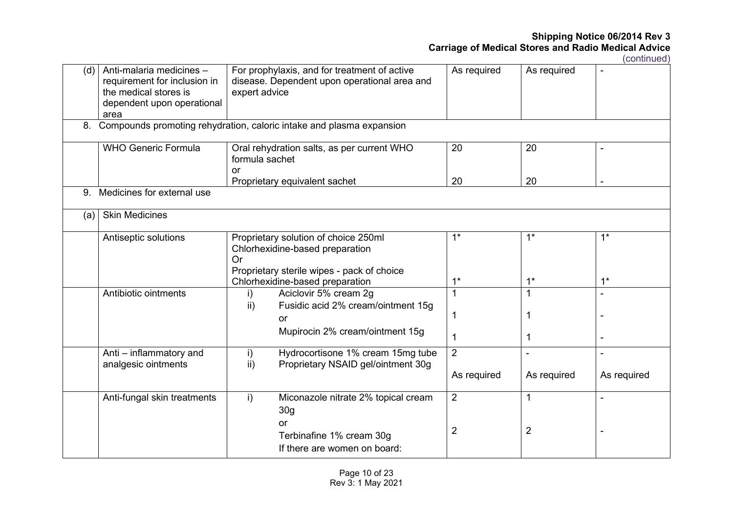| | | | | | |
|---|---|---|---|---|---|
| (d) | Anti-malaria medicines – requirement for inclusion in the medical stores is dependent upon operational area | For prophylaxis, and for treatment of active disease. Dependent upon operational area and expert advice | As required | As required | - |
| 8. | Compounds promoting rehydration, caloric intake and plasma expansion | | | | |
| | WHO Generic Formula | Oral rehydration salts, as per current WHO formula sachet<br>or<br>Proprietary equivalent sachet | 20<br><br>20 | 20<br><br>20 | -<br><br>- |
| 9. | Medicines for external use | | | | |
| (a) | Skin Medicines | | | | |
| | Antiseptic solutions | Proprietary solution of choice 250ml<br>Chlorhexidine-based preparation<br>Or<br>Proprietary sterile wipes - pack of choice<br>Chlorhexidine-based preparation | 1*<br><br>1* | 1*<br><br>1* | 1*<br><br>1* |
| | Antibiotic ointments | i) Aciclovir 5% cream 2g<br>ii) Fusidic acid 2% cream/ointment 15g<br>or<br>Mupirocin 2% cream/ointment 15g | 1<br>1<br>1 | 1<br>1<br>1 | -<br>-<br>- |
| | Anti – inflammatory and analgesic ointments | i) Hydrocortisone 1% cream 15mg tube<br>ii) Proprietary NSAID gel/ointment 30g | 2<br>As required | -<br>As required | -<br>As required |
| | Anti-fungal skin treatments | i) Miconazole nitrate 2% topical cream 30g<br>or<br>Terbinafine 1% cream 30g<br>If there are women on board: | 2<br><br>2 | 1<br><br>2 | -<br><br>- |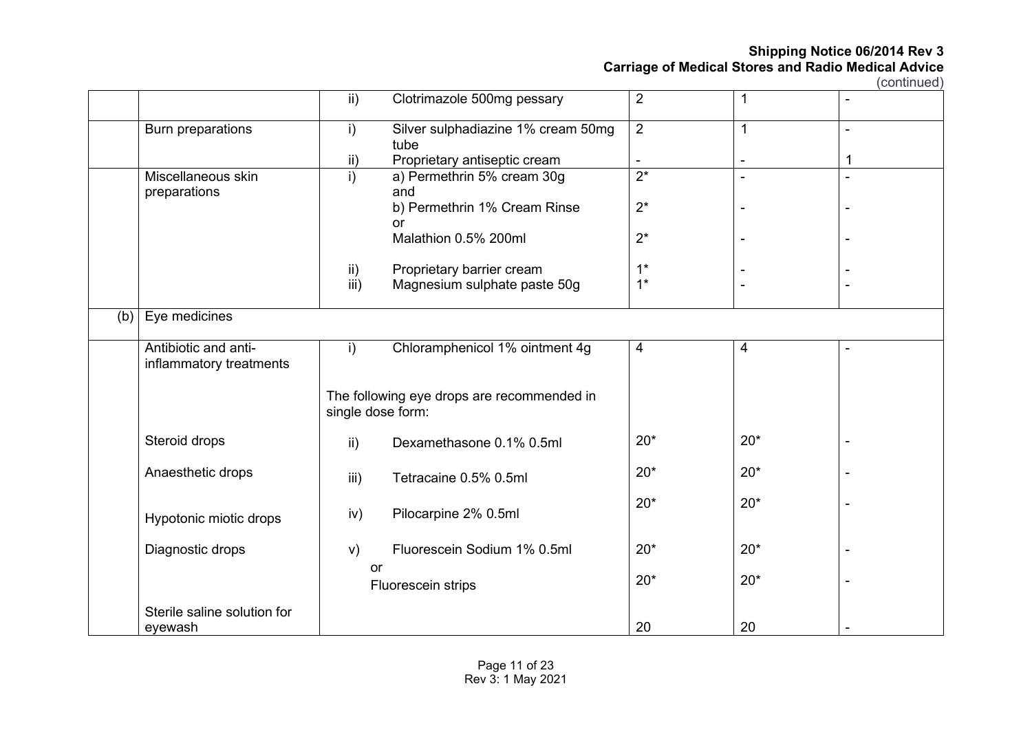| | | | | | |
|---|---|---|---|---|---|
| | | ii) Clotrimazole 500mg pessary | 2 | 1 | - |
| | Burn preparations | i) Silver sulphadiazine 1% cream 50mg tube | 2 | 1 | - |
| | | ii) Proprietary antiseptic cream | - | - | 1 |
| | Miscellaneous skin preparations | i) a) Permethrin 5% cream 30g and | 2* | - | - |
| | | b) Permethrin 1% Cream Rinse or | 2* | - | - |
| | | Malathion 0.5% 200ml | 2* | - | - |
| | | ii) Proprietary barrier cream | 1* | - | - |
| | | iii) Magnesium sulphate paste 50g | 1* | - | - |
| (b) | Eye medicines | | | | |
| | Antibiotic and anti-inflammatory treatments | i) Chloramphenicol 1% ointment 4g | 4 | 4 | - |
| | | The following eye drops are recommended in single dose form: | | | |
| | Steroid drops | ii) Dexamethasone 0.1% 0.5ml | 20* | 20* | - |
| | Anaesthetic drops | iii) Tetracaine 0.5% 0.5ml | 20* | 20* | - |
| | Hypotonic miotic drops | iv) Pilocarpine 2% 0.5ml | 20* | 20* | - |
| | Diagnostic drops | v) Fluorescein Sodium 1% 0.5ml or | 20* | 20* | - |
| | | Fluorescein strips | 20* | 20* | - |
| | Sterile saline solution for eyewash | | 20 | 20 | - |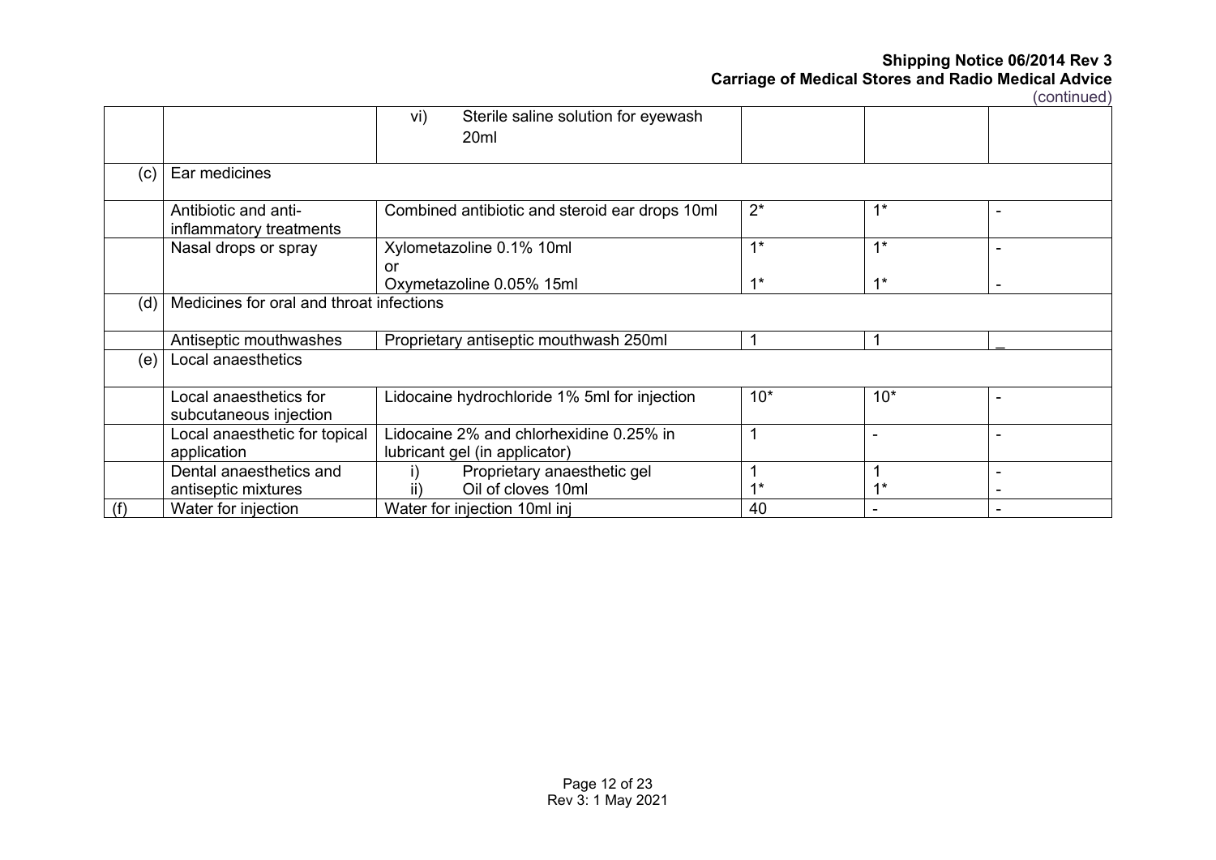| | | | | | |
|---|---|---|---|---|---|
| | | vi) Sterile saline solution for eyewash 20ml | | | |
| (c) | Ear medicines | | | | |
| | Antibiotic and anti-inflammatory treatments | Combined antibiotic and steroid ear drops 10ml | 2* | 1* | - |
| | Nasal drops or spray | Xylometazoline 0.1% 10ml<br>or<br>Oxymetazoline 0.05% 15ml | 1*<br><br>1* | 1*<br><br>1* | -<br><br>- |
| (d) | Medicines for oral and throat infections | | | | |
| | Antiseptic mouthwashes | Proprietary antiseptic mouthwash 250ml | 1 | 1 | _ |
| (e) | Local anaesthetics | | | | |
| | Local anaesthetics for subcutaneous injection | Lidocaine hydrochloride 1% 5ml for injection | 10* | 10* | - |
| | Local anaesthetic for topical application | Lidocaine 2% and chlorhexidine 0.25% in lubricant gel (in applicator) | 1 | - | - |
| | Dental anaesthetics and antiseptic mixtures | i) Proprietary anaesthetic gel<br>ii) Oil of cloves 10ml | 1<br>1* | 1<br>1* | -<br>- |
| (f) | Water for injection | Water for injection 10ml inj | 40 | - | - |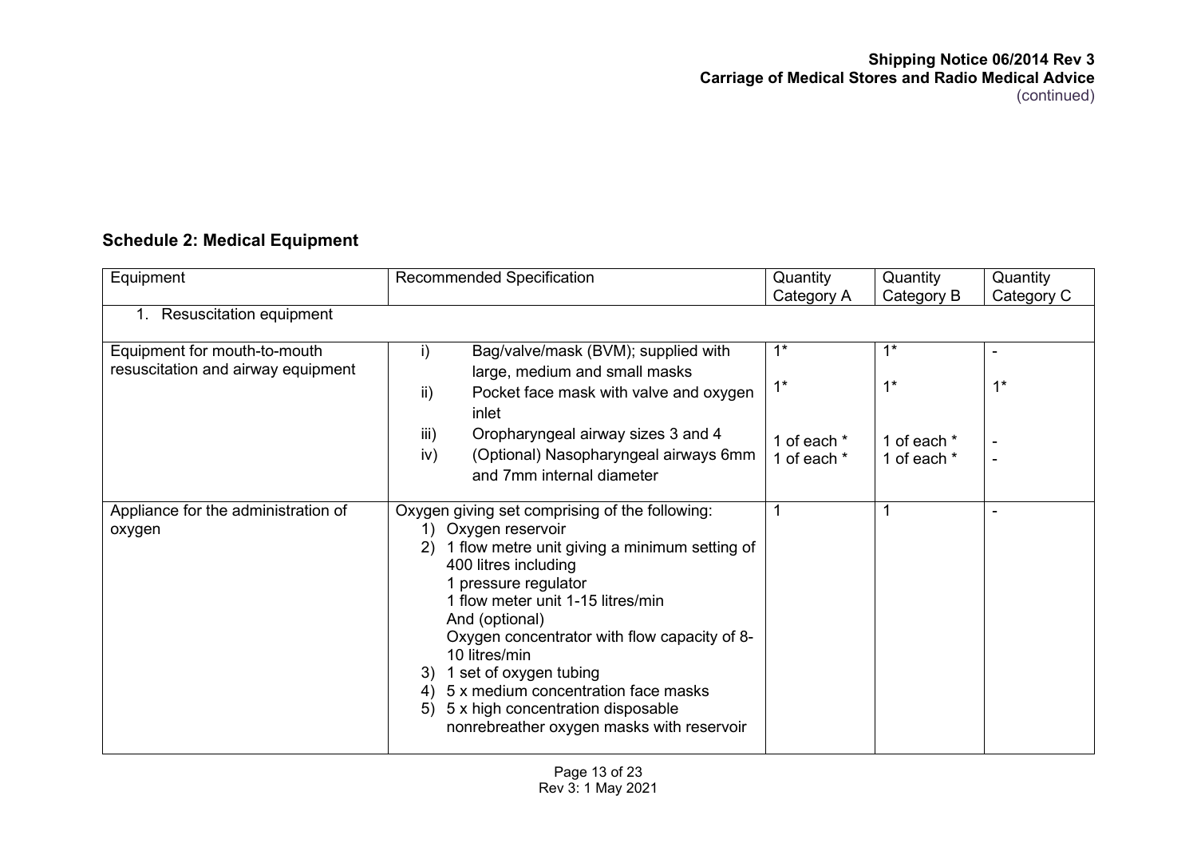## Schedule 2: Medical Equipment

| Equipment | Recommended Specification | Quantity Category A | Quantity Category B | Quantity Category C |
|---|---|---|---|---|
| 1. Resuscitation equipment | | | | |
| Equipment for mouth-to-mouth resuscitation and airway equipment | i) Bag/valve/mask (BVM); supplied with large, medium and small masks<br>ii) Pocket face mask with valve and oxygen inlet<br>iii) Oropharyngeal airway sizes 3 and 4<br>iv) (Optional) Nasopharyngeal airways 6mm and 7mm internal diameter | 1*<br>1*<br>1 of each *<br>1 of each * | 1*<br>1*<br>1 of each *<br>1 of each * | -<br>1*<br>-<br>- |
| Appliance for the administration of oxygen | Oxygen giving set comprising of the following:<br>1) Oxygen reservoir<br>2) 1 flow metre unit giving a minimum setting of 400 litres including<br>1 pressure regulator<br>1 flow meter unit 1-15 litres/min<br>And (optional)<br>Oxygen concentrator with flow capacity of 8-10 litres/min<br>3) 1 set of oxygen tubing<br>4) 5 x medium concentration face masks<br>5) 5 x high concentration disposable nonrebreather oxygen masks with reservoir | 1 | 1 | - |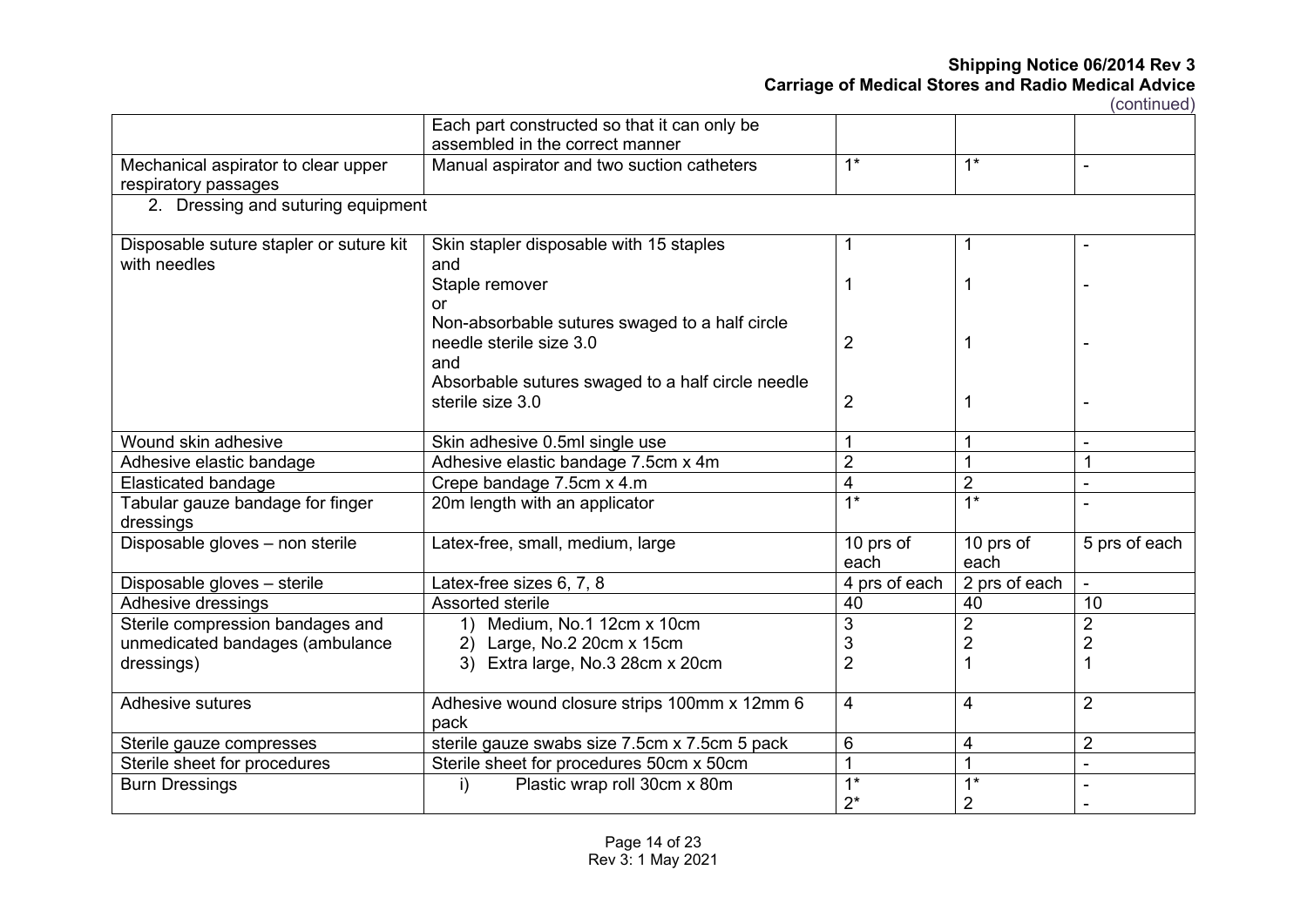| | | | | |
|---|---|---|---|---|
| | Each part constructed so that it can only be assembled in the correct manner | | | |
| Mechanical aspirator to clear upper respiratory passages | Manual aspirator and two suction catheters | 1* | 1* | - |
| 2. Dressing and suturing equipment | | | | |
| Disposable suture stapler or suture kit with needles | Skin stapler disposable with 15 staples<br>and<br>Staple remover<br>or<br>Non-absorbable sutures swaged to a half circle needle sterile size 3.0<br>and<br>Absorbable sutures swaged to a half circle needle sterile size 3.0 | 1<br><br>1<br><br><br>2<br><br><br>2 | 1<br><br>1<br><br><br>1<br><br><br>1 | -<br><br>-<br><br><br>-<br><br><br>- |
| Wound skin adhesive | Skin adhesive 0.5ml single use | 1 | 1 | - |
| Adhesive elastic bandage | Adhesive elastic bandage 7.5cm x 4m | 2 | 1 | 1 |
| Elasticated bandage | Crepe bandage 7.5cm x 4.m | 4 | 2 | - |
| Tabular gauze bandage for finger dressings | 20m length with an applicator | 1* | 1* | - |
| Disposable gloves – non sterile | Latex-free, small, medium, large | 10 prs of each | 10 prs of each | 5 prs of each |
| Disposable gloves – sterile | Latex-free sizes 6, 7, 8 | 4 prs of each | 2 prs of each | - |
| Adhesive dressings | Assorted sterile | 40 | 40 | 10 |
| Sterile compression bandages and unmedicated bandages (ambulance dressings) | 1) Medium, No.1 12cm x 10cm<br>2) Large, No.2 20cm x 15cm<br>3) Extra large, No.3 28cm x 20cm | 3<br>3<br>2 | 2<br>2<br>1 | 2<br>2<br>1 |
| Adhesive sutures | Adhesive wound closure strips 100mm x 12mm 6 pack | 4 | 4 | 2 |
| Sterile gauze compresses | sterile gauze swabs size 7.5cm x 7.5cm 5 pack | 6 | 4 | 2 |
| Sterile sheet for procedures | Sterile sheet for procedures 50cm x 50cm | 1 | 1 | - |
| Burn Dressings | i) Plastic wrap roll 30cm x 80m | 1*<br>2* | 1*<br>2 | -<br>- |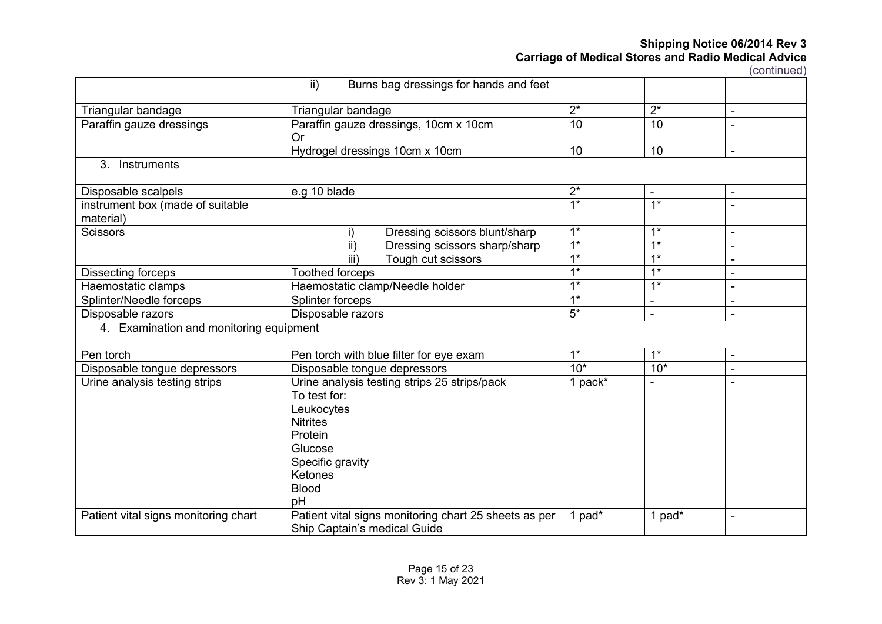| | | | | |
|---|---|---|---|---|
| | ii) Burns bag dressings for hands and feet | | | |
| Triangular bandage | Triangular bandage | 2* | 2* | - |
| Paraffin gauze dressings | Paraffin gauze dressings, 10cm x 10cm<br>Or<br>Hydrogel dressings 10cm x 10cm | 10<br><br>10 | 10<br><br>10 | -<br><br>- |
| 3. Instruments | | | | |
| Disposable scalpels | e.g 10 blade | 2* | - | - |
| instrument box (made of suitable material) | | 1* | 1* | - |
| Scissors | i) Dressing scissors blunt/sharp<br>ii) Dressing scissors sharp/sharp<br>iii) Tough cut scissors | 1*<br>1*<br>1* | 1*<br>1*<br>1* | -<br>-<br>- |
| Dissecting forceps | Toothed forceps | 1* | 1* | - |
| Haemostatic clamps | Haemostatic clamp/Needle holder | 1* | 1* | - |
| Splinter/Needle forceps | Splinter forceps | 1* | - | - |
| Disposable razors | Disposable razors | 5* | - | - |
| 4. Examination and monitoring equipment | | | | |
| Pen torch | Pen torch with blue filter for eye exam | 1* | 1* | - |
| Disposable tongue depressors | Disposable tongue depressors | 10* | 10* | - |
| Urine analysis testing strips | Urine analysis testing strips 25 strips/pack<br>To test for:<br>Leukocytes<br>Nitrites<br>Protein<br>Glucose<br>Specific gravity<br>Ketones<br>Blood<br>pH | 1 pack* | - | - |
| Patient vital signs monitoring chart | Patient vital signs monitoring chart 25 sheets as per Ship Captain's medical Guide | 1 pad* | 1 pad* | - |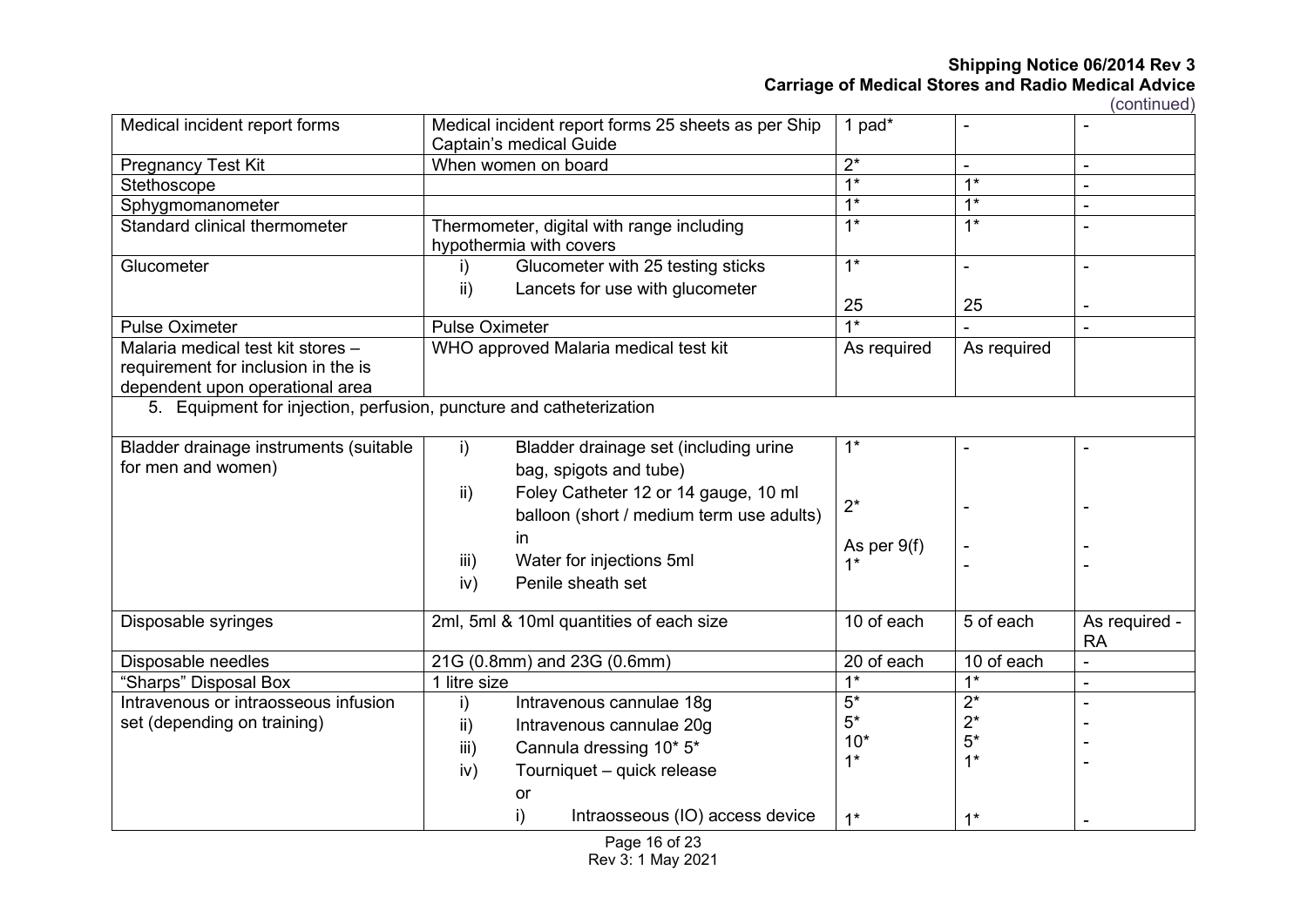| | | | | |
|---|---|---|---|---|
| Medical incident report forms | Medical incident report forms 25 sheets as per Ship Captain's medical Guide | 1 pad* | - | - |
| Pregnancy Test Kit | When women on board | 2* | - | - |
| Stethoscope | | 1* | 1* | - |
| Sphygmomanometer | | 1* | 1* | - |
| Standard clinical thermometer | Thermometer, digital with range including hypothermia with covers | 1* | 1* | - |
| Glucometer | i) Glucometer with 25 testing sticks<br>ii) Lancets for use with glucometer | 1*<br><br>25 | -<br><br>25 | -<br><br>- |
| Pulse Oximeter | Pulse Oximeter | 1* | - | - |
| Malaria medical test kit stores – requirement for inclusion in the is dependent upon operational area | WHO approved Malaria medical test kit | As required | As required | |
| 5. Equipment for injection, perfusion, puncture and catheterization | | | | |
| Bladder drainage instruments (suitable for men and women) | i) Bladder drainage set (including urine bag, spigots and tube)<br>ii) Foley Catheter 12 or 14 gauge, 10 ml balloon (short / medium term use adults) in<br>iii) Water for injections 5ml<br>iv) Penile sheath set | 1*<br><br>2*<br><br>As per 9(f)<br>1* | -<br><br>-<br><br>-<br>- | -<br><br>-<br><br>-<br>- |
| Disposable syringes | 2ml, 5ml & 10ml quantities of each size | 10 of each | 5 of each | As required - RA |
| Disposable needles | 21G (0.8mm) and 23G (0.6mm) | 20 of each | 10 of each | - |
| "Sharps" Disposal Box | 1 litre size | 1* | 1* | - |
| Intravenous or intraosseous infusion set (depending on training) | i) Intravenous cannulae 18g<br>ii) Intravenous cannulae 20g<br>iii) Cannula dressing 10* 5*<br>iv) Tourniquet – quick release<br>or<br>i) Intraosseous (IO) access device | 5*<br>5*<br>10*<br>1*<br><br>1* | 2*<br>2*<br>5*<br>1*<br><br>1* | -<br>-<br>-<br>-<br><br>- |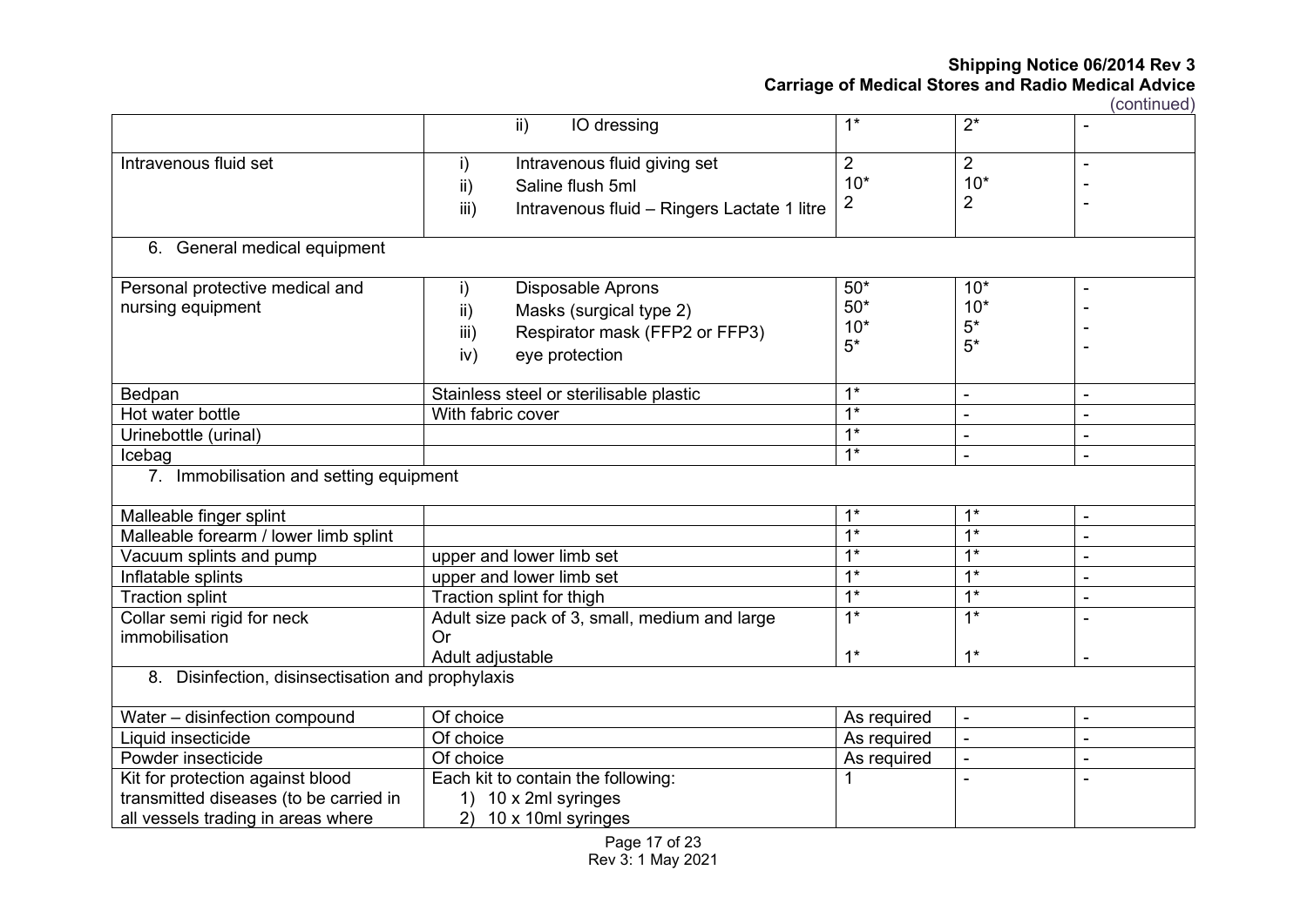| | | | | |
|---|---|---|---|---|
| | ii) IO dressing | 1* | 2* | - |
| Intravenous fluid set | i) Intravenous fluid giving set<br>ii) Saline flush 5ml<br>iii) Intravenous fluid – Ringers Lactate 1 litre | 2<br>10*<br>2 | 2<br>10*<br>2 | -<br>-<br>- |
| 6. General medical equipment | | | | |
| Personal protective medical and nursing equipment | i) Disposable Aprons<br>ii) Masks (surgical type 2)<br>iii) Respirator mask (FFP2 or FFP3)<br>iv) eye protection | 50*<br>50*<br>10*<br>5* | 10*<br>10*<br>5*<br>5* | -<br>-<br>-<br>- |
| Bedpan | Stainless steel or sterilisable plastic | 1* | - | - |
| Hot water bottle | With fabric cover | 1* | - | - |
| Urinebottle (urinal) | | 1* | - | - |
| Icebag | | 1* | - | - |
| 7. Immobilisation and setting equipment | | | | |
| Malleable finger splint | | 1* | 1* | - |
| Malleable forearm / lower limb splint | | 1* | 1* | - |
| Vacuum splints and pump | upper and lower limb set | 1* | 1* | - |
| Inflatable splints | upper and lower limb set | 1* | 1* | - |
| Traction splint | Traction splint for thigh | 1* | 1* | - |
| Collar semi rigid for neck immobilisation | Adult size pack of 3, small, medium and large<br>Or<br>Adult adjustable | 1*<br><br>1* | 1*<br><br>1* | -<br><br>- |
| 8. Disinfection, disinsectisation and prophylaxis | | | | |
| Water – disinfection compound | Of choice | As required | - | - |
| Liquid insecticide | Of choice | As required | - | - |
| Powder insecticide | Of choice | As required | - | - |
| Kit for protection against blood transmitted diseases (to be carried in all vessels trading in areas where | Each kit to contain the following:<br>1) 10 x 2ml syringes<br>2) 10 x 10ml syringes | 1 | - | - |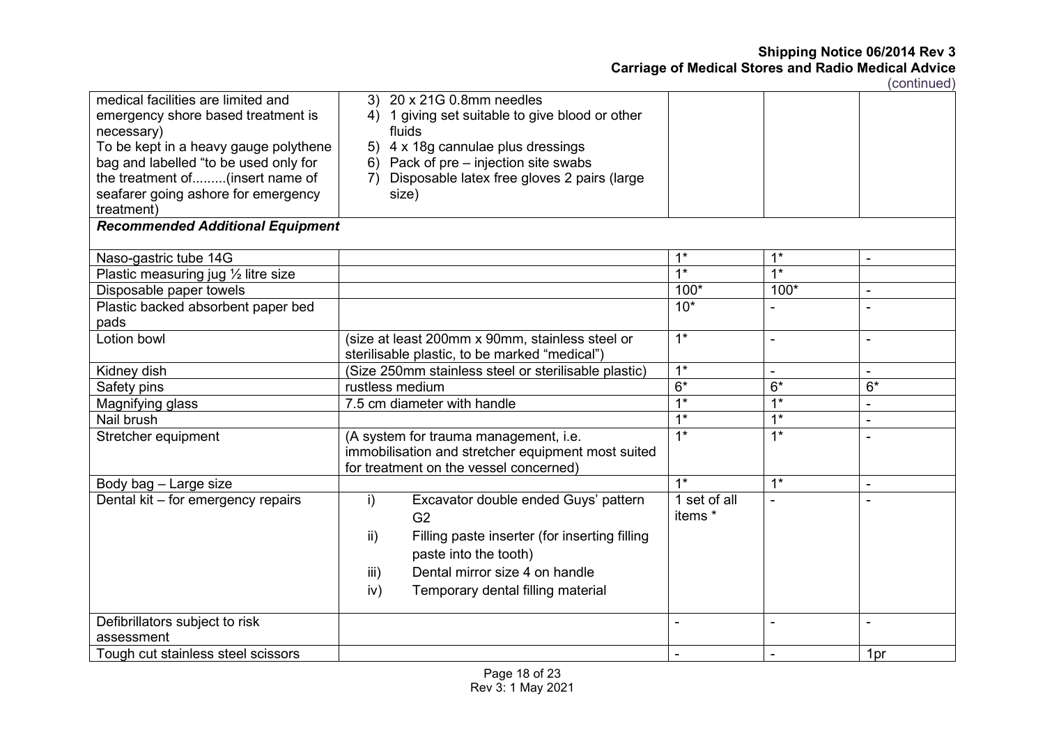| | | | | |
|---|---|---|---|---|
| medical facilities are limited and emergency shore based treatment is necessary) To be kept in a heavy gauge polythene bag and labelled "to be used only for the treatment of.........(insert name of seafarer going ashore for emergency treatment) | 3) 20 x 21G 0.8mm needles<br>4) 1 giving set suitable to give blood or other fluids<br>5) 4 x 18g cannulae plus dressings<br>6) Pack of pre – injection site swabs<br>7) Disposable latex free gloves 2 pairs (large size) | | | |
| ***Recommended Additional Equipment*** | | | | |
| Naso-gastric tube 14G | | 1* | 1* | - |
| Plastic measuring jug ½ litre size | | 1* | 1* | |
| Disposable paper towels | | 100* | 100* | - |
| Plastic backed absorbent paper bed pads | | 10* | - | - |
| Lotion bowl | (size at least 200mm x 90mm, stainless steel or sterilisable plastic, to be marked "medical") | 1* | - | - |
| Kidney dish | (Size 250mm stainless steel or sterilisable plastic) | 1* | - | - |
| Safety pins | rustless medium | 6* | 6* | 6* |
| Magnifying glass | 7.5 cm diameter with handle | 1* | 1* | - |
| Nail brush | | 1* | 1* | - |
| Stretcher equipment | (A system for trauma management, i.e. immobilisation and stretcher equipment most suited for treatment on the vessel concerned) | 1* | 1* | - |
| Body bag – Large size | | 1* | 1* | - |
| Dental kit – for emergency repairs | i) Excavator double ended Guys' pattern G2<br>ii) Filling paste inserter (for inserting filling paste into the tooth)<br>iii) Dental mirror size 4 on handle<br>iv) Temporary dental filling material | 1 set of all items * | - | - |
| Defibrillators subject to risk assessment | | - | - | - |
| Tough cut stainless steel scissors | | - | - | 1pr |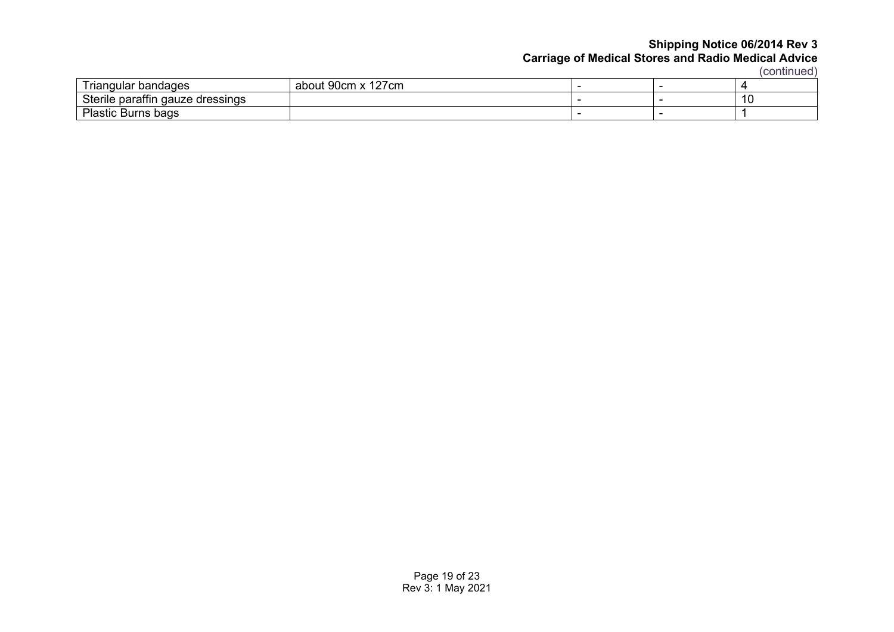(continued)

| | | | | |
|---|---|---|---|---|
| Triangular bandages | about 90cm x 127cm | - | - | 4 |
| Sterile paraffin gauze dressings | | - | - | 10 |
| Plastic Burns bags | | - | - | 1 |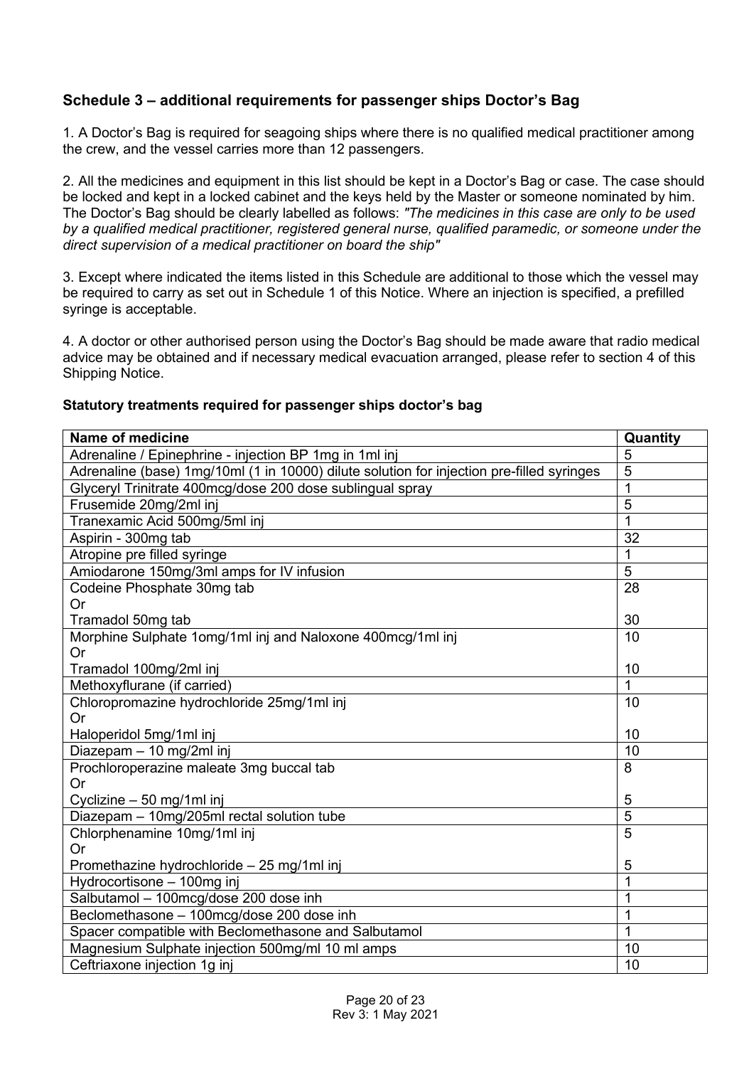## Schedule 3 – additional requirements for passenger ships Doctor's Bag

1. A Doctor's Bag is required for seagoing ships where there is no qualified medical practitioner among the crew, and the vessel carries more than 12 passengers.

2. All the medicines and equipment in this list should be kept in a Doctor's Bag or case. The case should be locked and kept in a locked cabinet and the keys held by the Master or someone nominated by him. The Doctor's Bag should be clearly labelled as follows: *"The medicines in this case are only to be used by a qualified medical practitioner, registered general nurse, qualified paramedic, or someone under the direct supervision of a medical practitioner on board the ship"*

3. Except where indicated the items listed in this Schedule are additional to those which the vessel may be required to carry as set out in Schedule 1 of this Notice. Where an injection is specified, a prefilled syringe is acceptable.

4. A doctor or other authorised person using the Doctor's Bag should be made aware that radio medical advice may be obtained and if necessary medical evacuation arranged, please refer to section 4 of this Shipping Notice.

**Statutory treatments required for passenger ships doctor's bag**

| Name of medicine | Quantity |
|---|---|
| Adrenaline / Epinephrine - injection BP 1mg in 1ml inj | 5 |
| Adrenaline (base) 1mg/10ml (1 in 10000) dilute solution for injection pre-filled syringes | 5 |
| Glyceryl Trinitrate 400mcg/dose 200 dose sublingual spray | 1 |
| Frusemide 20mg/2ml inj | 5 |
| Tranexamic Acid 500mg/5ml inj | 1 |
| Aspirin - 300mg tab | 32 |
| Atropine pre filled syringe | 1 |
| Amiodarone 150mg/3ml amps for IV infusion | 5 |
| Codeine Phosphate 30mg tab<br>Or<br>Tramadol 50mg tab | 28<br><br>30 |
| Morphine Sulphate 1omg/1ml inj and Naloxone 400mcg/1ml inj<br>Or<br>Tramadol 100mg/2ml inj | 10<br><br>10 |
| Methoxyflurane (if carried) | 1 |
| Chloropromazine hydrochloride 25mg/1ml inj<br>Or<br>Haloperidol 5mg/1ml inj | 10<br><br>10 |
| Diazepam – 10 mg/2ml inj | 10 |
| Prochloroperazine maleate 3mg buccal tab<br>Or<br>Cyclizine – 50 mg/1ml inj | 8<br><br>5 |
| Diazepam – 10mg/205ml rectal solution tube | 5 |
| Chlorphenamine 10mg/1ml inj<br>Or<br>Promethazine hydrochloride – 25 mg/1ml inj | 5<br><br>5 |
| Hydrocortisone – 100mg inj | 1 |
| Salbutamol – 100mcg/dose 200 dose inh | 1 |
| Beclomethasone – 100mcg/dose 200 dose inh | 1 |
| Spacer compatible with Beclomethasone and Salbutamol | 1 |
| Magnesium Sulphate injection 500mg/ml 10 ml amps | 10 |
| Ceftriaxone injection 1g inj | 10 |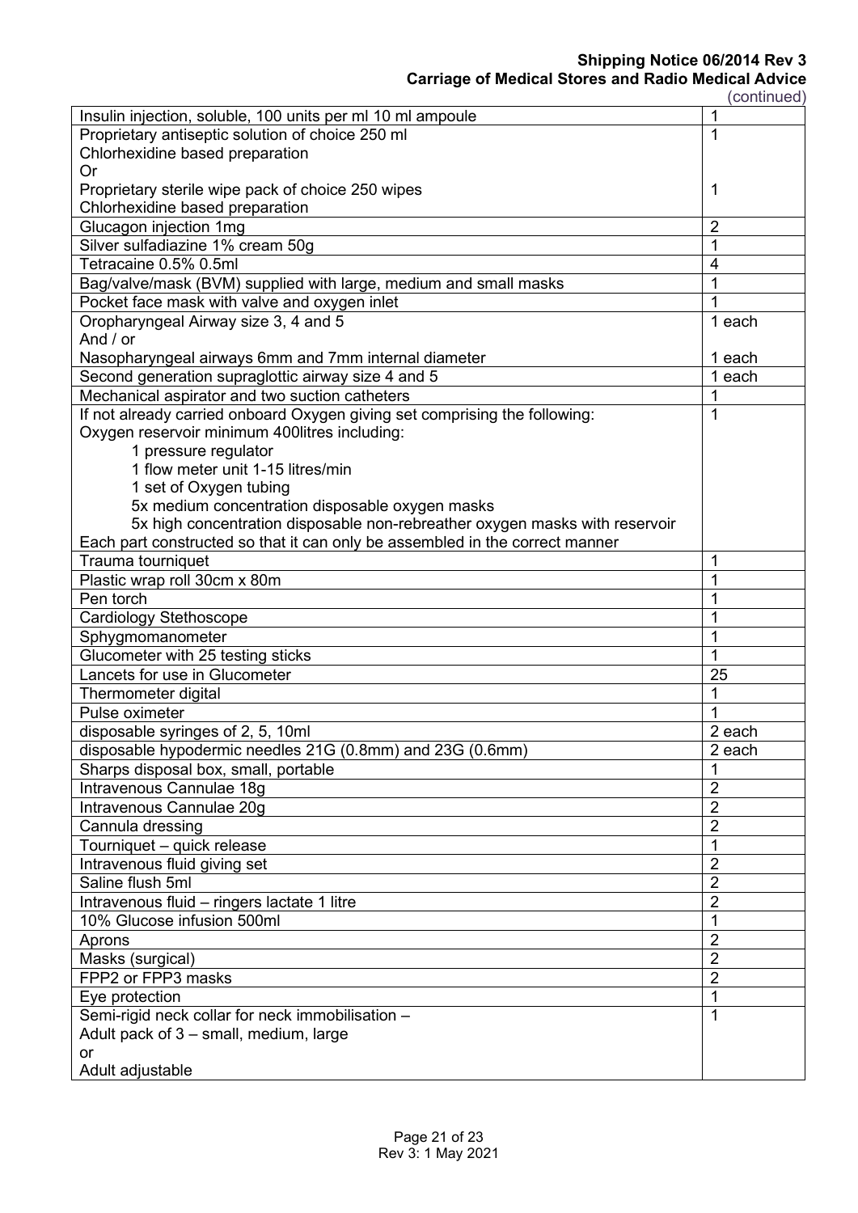(continued)

| | |
|---|---|
| Insulin injection, soluble, 100 units per ml 10 ml ampoule | 1 |
| Proprietary antiseptic solution of choice 250 ml<br>Chlorhexidine based preparation<br>Or<br>Proprietary sterile wipe pack of choice 250 wipes<br>Chlorhexidine based preparation | 1<br><br><br>1 |
| Glucagon injection 1mg | 2 |
| Silver sulfadiazine 1% cream 50g | 1 |
| Tetracaine 0.5% 0.5ml | 4 |
| Bag/valve/mask (BVM) supplied with large, medium and small masks | 1 |
| Pocket face mask with valve and oxygen inlet | 1 |
| Oropharyngeal Airway size 3, 4 and 5<br>And / or<br>Nasopharyngeal airways 6mm and 7mm internal diameter | 1 each<br><br>1 each |
| Second generation supraglottic airway size 4 and 5 | 1 each |
| Mechanical aspirator and two suction catheters | 1 |
| If not already carried onboard Oxygen giving set comprising the following:<br>Oxygen reservoir minimum 400litres including:<br>1 pressure regulator<br>1 flow meter unit 1-15 litres/min<br>1 set of Oxygen tubing<br>5x medium concentration disposable oxygen masks<br>5x high concentration disposable non-rebreather oxygen masks with reservoir<br>Each part constructed so that it can only be assembled in the correct manner | 1 |
| Trauma tourniquet | 1 |
| Plastic wrap roll 30cm x 80m | 1 |
| Pen torch | 1 |
| Cardiology Stethoscope | 1 |
| Sphygmomanometer | 1 |
| Glucometer with 25 testing sticks | 1 |
| Lancets for use in Glucometer | 25 |
| Thermometer digital | 1 |
| Pulse oximeter | 1 |
| disposable syringes of 2, 5, 10ml | 2 each |
| disposable hypodermic needles 21G (0.8mm) and 23G (0.6mm) | 2 each |
| Sharps disposal box, small, portable | 1 |
| Intravenous Cannulae 18g | 2 |
| Intravenous Cannulae 20g | 2 |
| Cannula dressing | 2 |
| Tourniquet – quick release | 1 |
| Intravenous fluid giving set | 2 |
| Saline flush 5ml | 2 |
| Intravenous fluid – ringers lactate 1 litre | 2 |
| 10% Glucose infusion 500ml | 1 |
| Aprons | 2 |
| Masks (surgical) | 2 |
| FPP2 or FPP3 masks | 2 |
| Eye protection | 1 |
| Semi-rigid neck collar for neck immobilisation –<br>Adult pack of 3 – small, medium, large<br>or<br>Adult adjustable | 1 |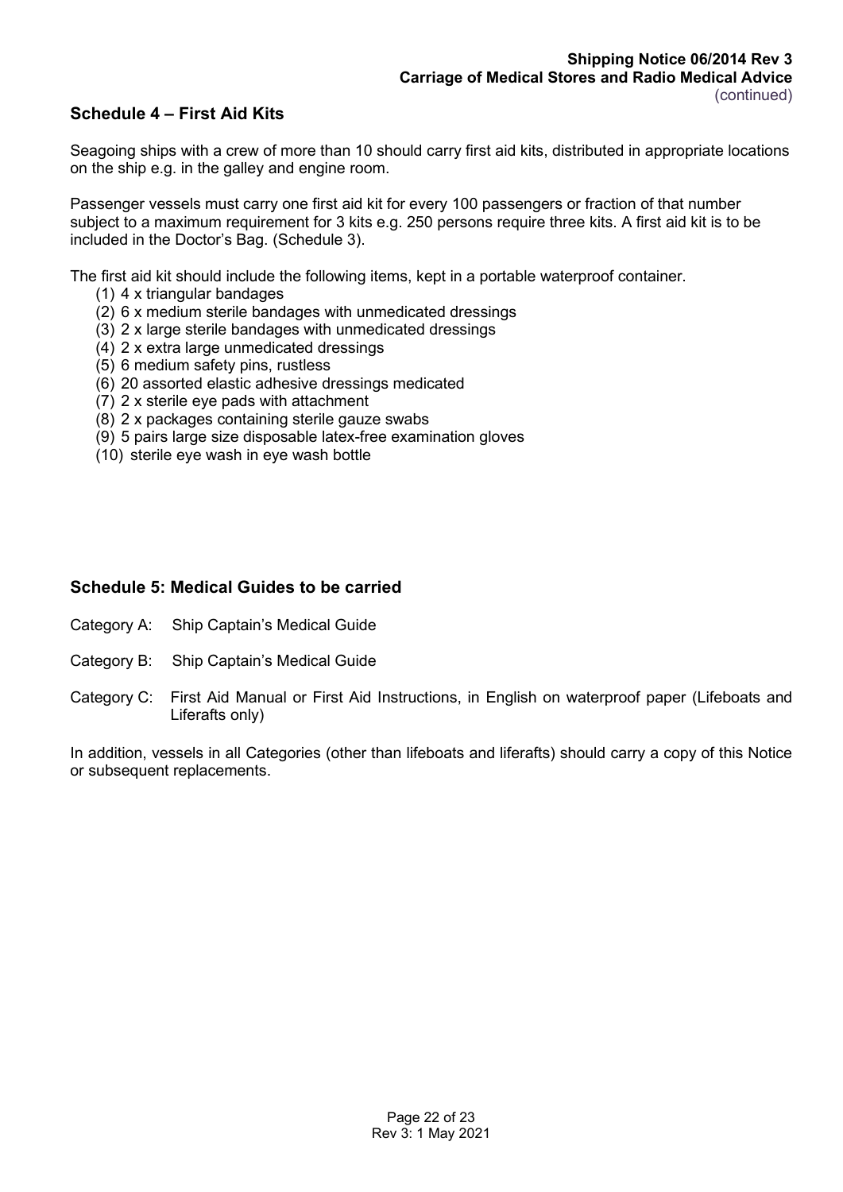## Schedule 4 – First Aid Kits

Seagoing ships with a crew of more than 10 should carry first aid kits, distributed in appropriate locations on the ship e.g. in the galley and engine room.

Passenger vessels must carry one first aid kit for every 100 passengers or fraction of that number subject to a maximum requirement for 3 kits e.g. 250 persons require three kits. A first aid kit is to be included in the Doctor's Bag. (Schedule 3).

The first aid kit should include the following items, kept in a portable waterproof container.

(1) 4 x triangular bandages
(2) 6 x medium sterile bandages with unmedicated dressings
(3) 2 x large sterile bandages with unmedicated dressings
(4) 2 x extra large unmedicated dressings
(5) 6 medium safety pins, rustless
(6) 20 assorted elastic adhesive dressings medicated
(7) 2 x sterile eye pads with attachment
(8) 2 x packages containing sterile gauze swabs
(9) 5 pairs large size disposable latex-free examination gloves
(10) sterile eye wash in eye wash bottle

## Schedule 5: Medical Guides to be carried

Category A: Ship Captain's Medical Guide

Category B: Ship Captain's Medical Guide

Category C: First Aid Manual or First Aid Instructions, in English on waterproof paper (Lifeboats and Liferafts only)

In addition, vessels in all Categories (other than lifeboats and liferafts) should carry a copy of this Notice or subsequent replacements.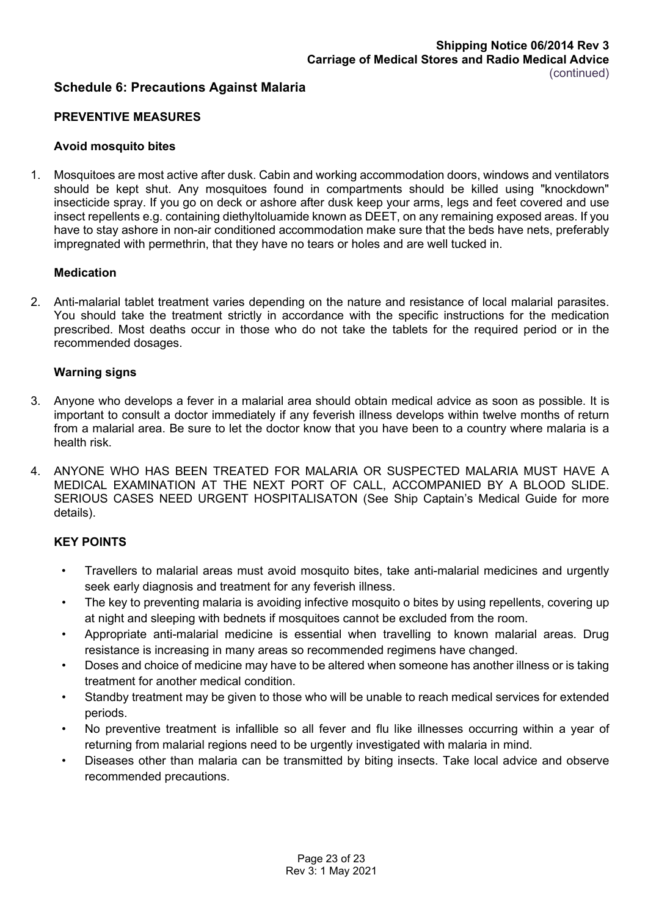## Schedule 6: Precautions Against Malaria

### PREVENTIVE MEASURES

#### Avoid mosquito bites

1. Mosquitoes are most active after dusk. Cabin and working accommodation doors, windows and ventilators should be kept shut. Any mosquitoes found in compartments should be killed using "knockdown" insecticide spray. If you go on deck or ashore after dusk keep your arms, legs and feet covered and use insect repellents e.g. containing diethyltoluamide known as DEET, on any remaining exposed areas. If you have to stay ashore in non-air conditioned accommodation make sure that the beds have nets, preferably impregnated with permethrin, that they have no tears or holes and are well tucked in.

#### Medication

2. Anti-malarial tablet treatment varies depending on the nature and resistance of local malarial parasites. You should take the treatment strictly in accordance with the specific instructions for the medication prescribed. Most deaths occur in those who do not take the tablets for the required period or in the recommended dosages.

#### Warning signs

3. Anyone who develops a fever in a malarial area should obtain medical advice as soon as possible. It is important to consult a doctor immediately if any feverish illness develops within twelve months of return from a malarial area. Be sure to let the doctor know that you have been to a country where malaria is a health risk.

4. ANYONE WHO HAS BEEN TREATED FOR MALARIA OR SUSPECTED MALARIA MUST HAVE A MEDICAL EXAMINATION AT THE NEXT PORT OF CALL, ACCOMPANIED BY A BLOOD SLIDE. SERIOUS CASES NEED URGENT HOSPITALISATON (See Ship Captain's Medical Guide for more details).

### KEY POINTS

- Travellers to malarial areas must avoid mosquito bites, take anti-malarial medicines and urgently seek early diagnosis and treatment for any feverish illness.
- The key to preventing malaria is avoiding infective mosquito o bites by using repellents, covering up at night and sleeping with bednets if mosquitoes cannot be excluded from the room.
- Appropriate anti-malarial medicine is essential when travelling to known malarial areas. Drug resistance is increasing in many areas so recommended regimens have changed.
- Doses and choice of medicine may have to be altered when someone has another illness or is taking treatment for another medical condition.
- Standby treatment may be given to those who will be unable to reach medical services for extended periods.
- No preventive treatment is infallible so all fever and flu like illnesses occurring within a year of returning from malarial regions need to be urgently investigated with malaria in mind.
- Diseases other than malaria can be transmitted by biting insects. Take local advice and observe recommended precautions.